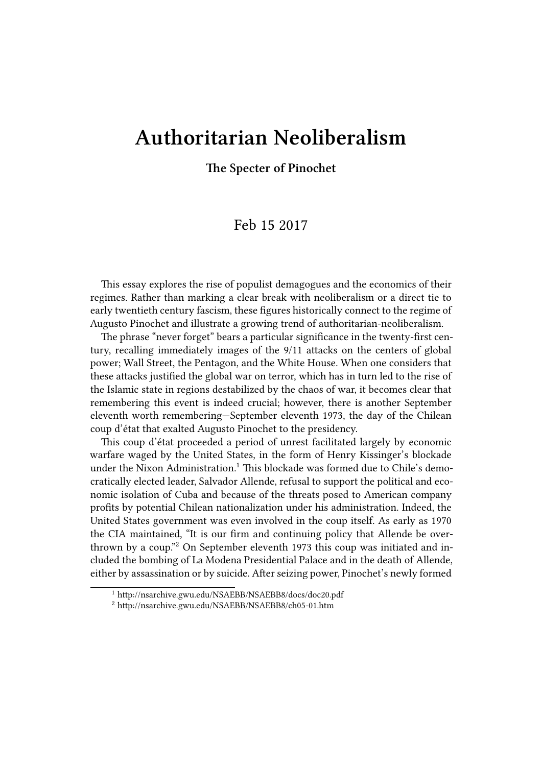# Authoritarian Neoliberalism

**The Specter of Pinochet**

Feb 15 2017

This essay explores the rise of populist demagogues and the economics of their regimes. Rather than marking a clear break with neoliberalism or a direct tie to early twentieth century fascism, these figures historically connect to the regime of Augusto Pinochet and illustrate a growing trend of authoritarian-neoliberalism.

The phrase "never forget" bears a particular significance in the twenty-first century, recalling immediately images of the 9/11 attacks on the centers of global power; Wall Street, the Pentagon, and the White House. When one considers that these attacks justified the global war on terror, which has in turn led to the rise of the Islamic state in regions destabilized by the chaos of war, it becomes clear that remembering this event is indeed crucial; however, there is another September eleventh worth remembering—September eleventh 1973, the day of the Chilean coup d'état that exalted Augusto Pinochet to the presidency.

This coup d'état proceeded a period of unrest facilitated largely by economic warfare waged by the United States, in the form of Henry Kissinger's blockade under the Nixon Administration.[1] This blockade was formed due to Chile's democratically elected leader, Salvador Allende, refusal to support the political and economic isolation of Cuba and because of the threats posed to American company profits by potential Chilean nationalization under his administration. Indeed, the United States government was even involved in the coup itself. As early as 1970 the CIA maintained, "It is our firm and continuing policy that Allende be overthrown by a coup."[2] On September eleventh 1973 this coup was initiated and included the bombing of La Modena Presidential Palace and in the death of Allende, either by assassination or by suicide. After seizing power, Pinochet's newly formed

[1] http://nsarchive.gwu.edu/NSAEBB/NSAEBB8/docs/doc20.pdf

[2] http://nsarchive.gwu.edu/NSAEBB/NSAEBB8/ch05-01.htm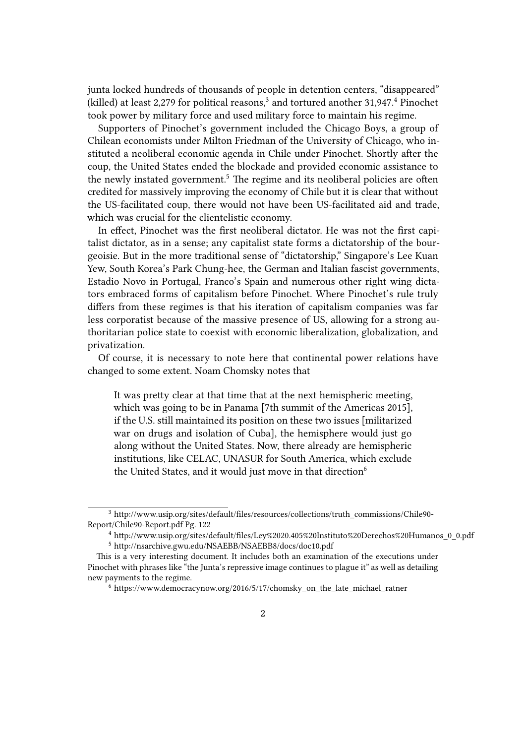junta locked hundreds of thousands of people in detention centers, "disappeared" (killed) at least 2,279 for political reasons,[3] and tortured another 31,947.[4] Pinochet took power by military force and used military force to maintain his regime.

Supporters of Pinochet's government included the Chicago Boys, a group of Chilean economists under Milton Friedman of the University of Chicago, who instituted a neoliberal economic agenda in Chile under Pinochet. Shortly after the coup, the United States ended the blockade and provided economic assistance to the newly instated government.[5] The regime and its neoliberal policies are often credited for massively improving the economy of Chile but it is clear that without the US-facilitated coup, there would not have been US-facilitated aid and trade, which was crucial for the clientelistic economy.

In effect, Pinochet was the first neoliberal dictator. He was not the first capitalist dictator, as in a sense; any capitalist state forms a dictatorship of the bourgeoisie. But in the more traditional sense of "dictatorship," Singapore's Lee Kuan Yew, South Korea's Park Chung-hee, the German and Italian fascist governments, Estadio Novo in Portugal, Franco's Spain and numerous other right wing dictators embraced forms of capitalism before Pinochet. Where Pinochet's rule truly differs from these regimes is that his iteration of capitalism companies was far less corporatist because of the massive presence of US, allowing for a strong authoritarian police state to coexist with economic liberalization, globalization, and privatization.

Of course, it is necessary to note here that continental power relations have changed to some extent. Noam Chomsky notes that

> It was pretty clear at that time that at the next hemispheric meeting, which was going to be in Panama [7th summit of the Americas 2015], if the U.S. still maintained its position on these two issues [militarized war on drugs and isolation of Cuba], the hemisphere would just go along without the United States. Now, there already are hemispheric institutions, like CELAC, UNASUR for South America, which exclude the United States, and it would just move in that direction[6]

---

[3] http://www.usip.org/sites/default/files/resources/collections/truth_commissions/Chile90-Report/Chile90-Report.pdf Pg. 122

[4] http://www.usip.org/sites/default/files/Ley%2020.405%20Instituto%20Derechos%20Humanos_0_0.pdf

[5] http://nsarchive.gwu.edu/NSAEBB/NSAEBB8/docs/doc10.pdf

This is a very interesting document. It includes both an examination of the executions under Pinochet with phrases like "the Junta's repressive image continues to plague it" as well as detailing new payments to the regime.

[6] https://www.democracynow.org/2016/5/17/chomsky_on_the_late_michael_ratner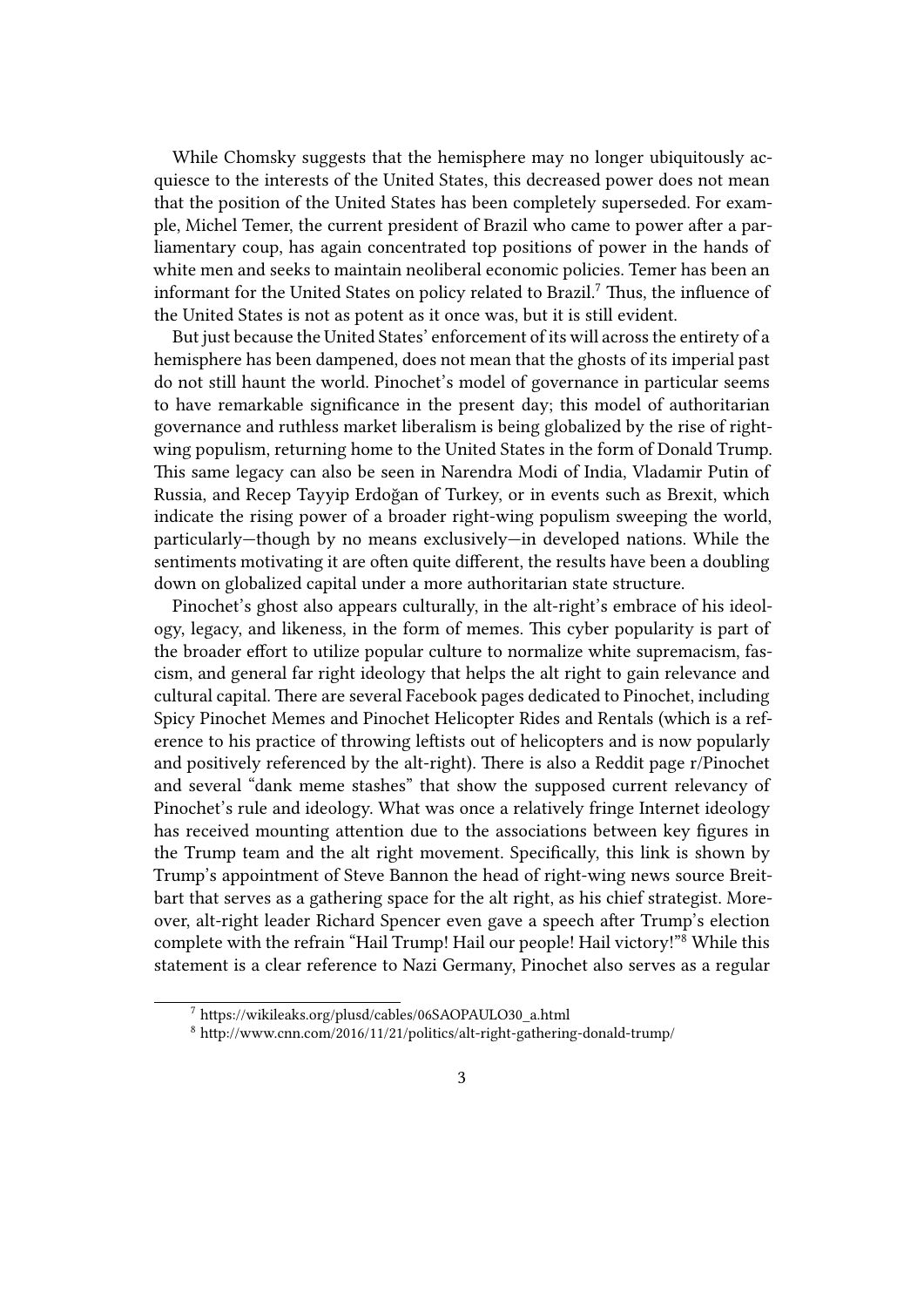While Chomsky suggests that the hemisphere may no longer ubiquitously acquiesce to the interests of the United States, this decreased power does not mean that the position of the United States has been completely superseded. For example, Michel Temer, the current president of Brazil who came to power after a parliamentary coup, has again concentrated top positions of power in the hands of white men and seeks to maintain neoliberal economic policies. Temer has been an informant for the United States on policy related to Brazil.[7] Thus, the influence of the United States is not as potent as it once was, but it is still evident.

But just because the United States' enforcement of its will across the entirety of a hemisphere has been dampened, does not mean that the ghosts of its imperial past do not still haunt the world. Pinochet's model of governance in particular seems to have remarkable significance in the present day; this model of authoritarian governance and ruthless market liberalism is being globalized by the rise of right-wing populism, returning home to the United States in the form of Donald Trump. This same legacy can also be seen in Narendra Modi of India, Vladamir Putin of Russia, and Recep Tayyip Erdoğan of Turkey, or in events such as Brexit, which indicate the rising power of a broader right-wing populism sweeping the world, particularly—though by no means exclusively—in developed nations. While the sentiments motivating it are often quite different, the results have been a doubling down on globalized capital under a more authoritarian state structure.

Pinochet's ghost also appears culturally, in the alt-right's embrace of his ideology, legacy, and likeness, in the form of memes. This cyber popularity is part of the broader effort to utilize popular culture to normalize white supremacism, fascism, and general far right ideology that helps the alt right to gain relevance and cultural capital. There are several Facebook pages dedicated to Pinochet, including Spicy Pinochet Memes and Pinochet Helicopter Rides and Rentals (which is a reference to his practice of throwing leftists out of helicopters and is now popularly and positively referenced by the alt-right). There is also a Reddit page r/Pinochet and several "dank meme stashes" that show the supposed current relevancy of Pinochet's rule and ideology. What was once a relatively fringe Internet ideology has received mounting attention due to the associations between key figures in the Trump team and the alt right movement. Specifically, this link is shown by Trump's appointment of Steve Bannon the head of right-wing news source Breitbart that serves as a gathering space for the alt right, as his chief strategist. Moreover, alt-right leader Richard Spencer even gave a speech after Trump's election complete with the refrain "Hail Trump! Hail our people! Hail victory!"[8] While this statement is a clear reference to Nazi Germany, Pinochet also serves as a regular

---

[7] https://wikileaks.org/plusd/cables/06SAOPAULO30_a.html

[8] http://www.cnn.com/2016/11/21/politics/alt-right-gathering-donald-trump/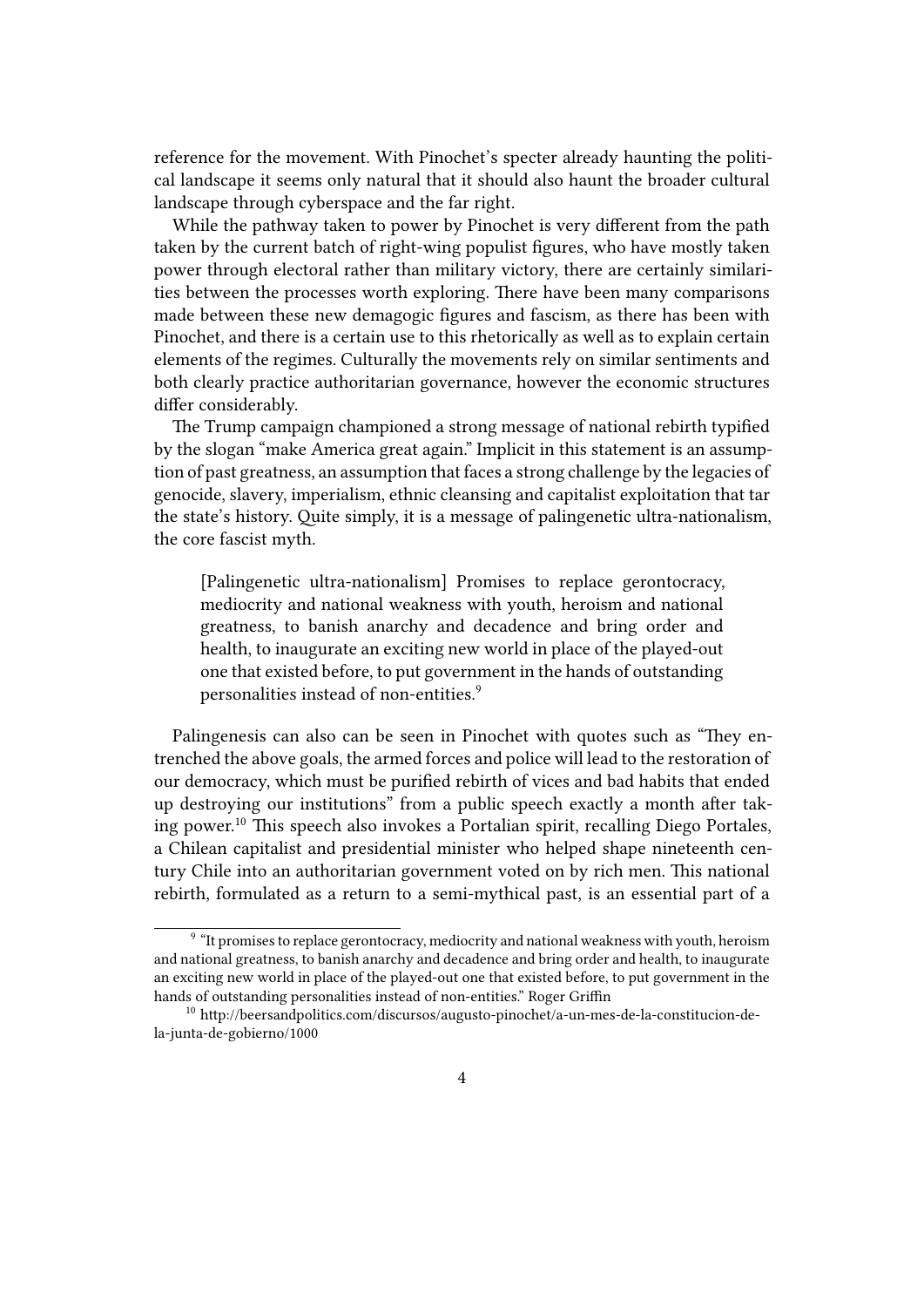reference for the movement. With Pinochet's specter already haunting the political landscape it seems only natural that it should also haunt the broader cultural landscape through cyberspace and the far right.

While the pathway taken to power by Pinochet is very different from the path taken by the current batch of right-wing populist figures, who have mostly taken power through electoral rather than military victory, there are certainly similarities between the processes worth exploring. There have been many comparisons made between these new demagogic figures and fascism, as there has been with Pinochet, and there is a certain use to this rhetorically as well as to explain certain elements of the regimes. Culturally the movements rely on similar sentiments and both clearly practice authoritarian governance, however the economic structures differ considerably.

The Trump campaign championed a strong message of national rebirth typified by the slogan "make America great again." Implicit in this statement is an assumption of past greatness, an assumption that faces a strong challenge by the legacies of genocide, slavery, imperialism, ethnic cleansing and capitalist exploitation that tar the state's history. Quite simply, it is a message of palingenetic ultra-nationalism, the core fascist myth.

> [Palingenetic ultra-nationalism] Promises to replace gerontocracy, mediocrity and national weakness with youth, heroism and national greatness, to banish anarchy and decadence and bring order and health, to inaugurate an exciting new world in place of the played-out one that existed before, to put government in the hands of outstanding personalities instead of non-entities.[9]

Palingenesis can also can be seen in Pinochet with quotes such as "They entrenched the above goals, the armed forces and police will lead to the restoration of our democracy, which must be purified rebirth of vices and bad habits that ended up destroying our institutions" from a public speech exactly a month after taking power.[10] This speech also invokes a Portalian spirit, recalling Diego Portales, a Chilean capitalist and presidential minister who helped shape nineteenth century Chile into an authoritarian government voted on by rich men. This national rebirth, formulated as a return to a semi-mythical past, is an essential part of a

[9] "It promises to replace gerontocracy, mediocrity and national weakness with youth, heroism and national greatness, to banish anarchy and decadence and bring order and health, to inaugurate an exciting new world in place of the played-out one that existed before, to put government in the hands of outstanding personalities instead of non-entities." Roger Griffin

[10] http://beersandpolitics.com/discursos/augusto-pinochet/a-un-mes-de-la-constitucion-de-la-junta-de-gobierno/1000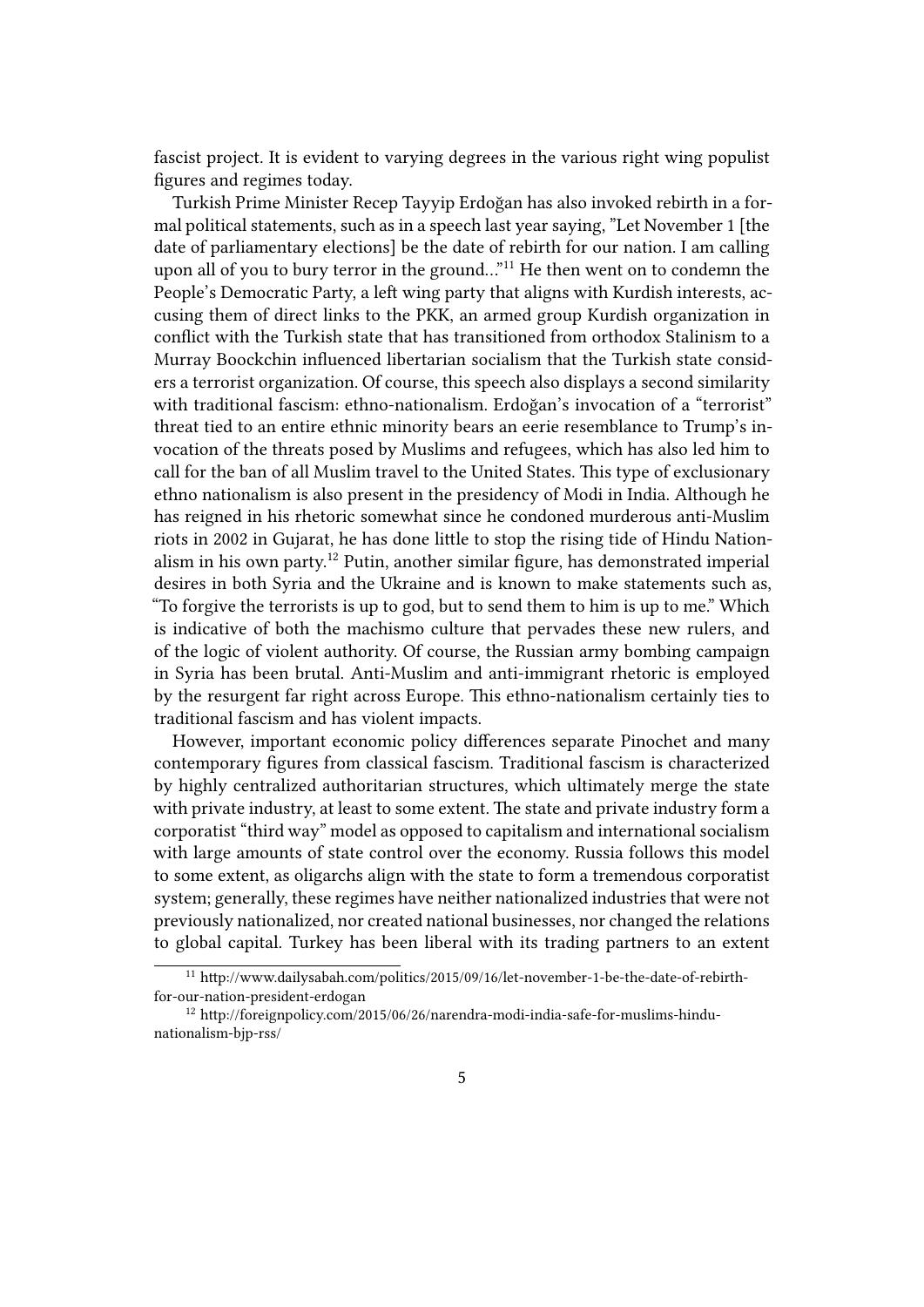fascist project. It is evident to varying degrees in the various right wing populist figures and regimes today.

Turkish Prime Minister Recep Tayyip Erdoğan has also invoked rebirth in a formal political statements, such as in a speech last year saying, "Let November 1 [the date of parliamentary elections] be the date of rebirth for our nation. I am calling upon all of you to bury terror in the ground…"[11] He then went on to condemn the People's Democratic Party, a left wing party that aligns with Kurdish interests, accusing them of direct links to the PKK, an armed group Kurdish organization in conflict with the Turkish state that has transitioned from orthodox Stalinism to a Murray Boockchin influenced libertarian socialism that the Turkish state considers a terrorist organization. Of course, this speech also displays a second similarity with traditional fascism: ethno-nationalism. Erdoğan's invocation of a "terrorist" threat tied to an entire ethnic minority bears an eerie resemblance to Trump's invocation of the threats posed by Muslims and refugees, which has also led him to call for the ban of all Muslim travel to the United States. This type of exclusionary ethno nationalism is also present in the presidency of Modi in India. Although he has reigned in his rhetoric somewhat since he condoned murderous anti-Muslim riots in 2002 in Gujarat, he has done little to stop the rising tide of Hindu Nationalism in his own party.[12] Putin, another similar figure, has demonstrated imperial desires in both Syria and the Ukraine and is known to make statements such as, "To forgive the terrorists is up to god, but to send them to him is up to me." Which is indicative of both the machismo culture that pervades these new rulers, and of the logic of violent authority. Of course, the Russian army bombing campaign in Syria has been brutal. Anti-Muslim and anti-immigrant rhetoric is employed by the resurgent far right across Europe. This ethno-nationalism certainly ties to traditional fascism and has violent impacts.

However, important economic policy differences separate Pinochet and many contemporary figures from classical fascism. Traditional fascism is characterized by highly centralized authoritarian structures, which ultimately merge the state with private industry, at least to some extent. The state and private industry form a corporatist "third way" model as opposed to capitalism and international socialism with large amounts of state control over the economy. Russia follows this model to some extent, as oligarchs align with the state to form a tremendous corporatist system; generally, these regimes have neither nationalized industries that were not previously nationalized, nor created national businesses, nor changed the relations to global capital. Turkey has been liberal with its trading partners to an extent

[11] http://www.dailysabah.com/politics/2015/09/16/let-november-1-be-the-date-of-rebirth-for-our-nation-president-erdogan

[12] http://foreignpolicy.com/2015/06/26/narendra-modi-india-safe-for-muslims-hindu-nationalism-bjp-rss/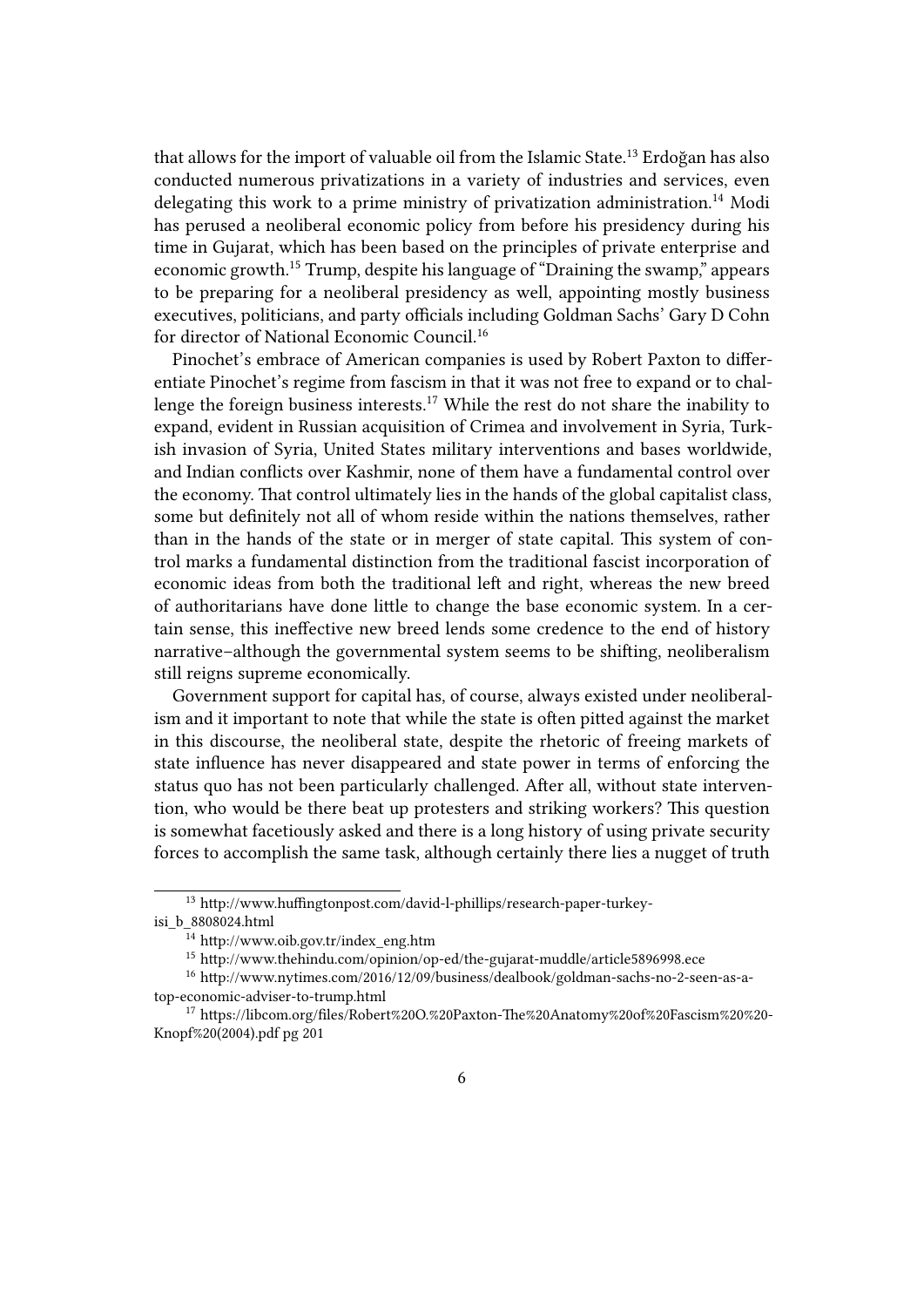that allows for the import of valuable oil from the Islamic State.[13] Erdoğan has also conducted numerous privatizations in a variety of industries and services, even delegating this work to a prime ministry of privatization administration.[14] Modi has perused a neoliberal economic policy from before his presidency during his time in Gujarat, which has been based on the principles of private enterprise and economic growth.[15] Trump, despite his language of "Draining the swamp," appears to be preparing for a neoliberal presidency as well, appointing mostly business executives, politicians, and party officials including Goldman Sachs' Gary D Cohn for director of National Economic Council.[16]

Pinochet's embrace of American companies is used by Robert Paxton to differentiate Pinochet's regime from fascism in that it was not free to expand or to challenge the foreign business interests.[17] While the rest do not share the inability to expand, evident in Russian acquisition of Crimea and involvement in Syria, Turkish invasion of Syria, United States military interventions and bases worldwide, and Indian conflicts over Kashmir, none of them have a fundamental control over the economy. That control ultimately lies in the hands of the global capitalist class, some but definitely not all of whom reside within the nations themselves, rather than in the hands of the state or in merger of state capital. This system of control marks a fundamental distinction from the traditional fascist incorporation of economic ideas from both the traditional left and right, whereas the new breed of authoritarians have done little to change the base economic system. In a certain sense, this ineffective new breed lends some credence to the end of history narrative–although the governmental system seems to be shifting, neoliberalism still reigns supreme economically.

Government support for capital has, of course, always existed under neoliberalism and it important to note that while the state is often pitted against the market in this discourse, the neoliberal state, despite the rhetoric of freeing markets of state influence has never disappeared and state power in terms of enforcing the status quo has not been particularly challenged. After all, without state intervention, who would be there beat up protesters and striking workers? This question is somewhat facetiously asked and there is a long history of using private security forces to accomplish the same task, although certainly there lies a nugget of truth

[13] http://www.huffingtonpost.com/david-l-phillips/research-paper-turkey-isi_b_8808024.html

[14] http://www.oib.gov.tr/index_eng.htm

[15] http://www.thehindu.com/opinion/op-ed/the-gujarat-muddle/article5896998.ece

[16] http://www.nytimes.com/2016/12/09/business/dealbook/goldman-sachs-no-2-seen-as-a-top-economic-adviser-to-trump.html

[17] https://libcom.org/files/Robert%20O.%20Paxton-The%20Anatomy%20of%20Fascism%20%20-Knopf%20(2004).pdf pg 201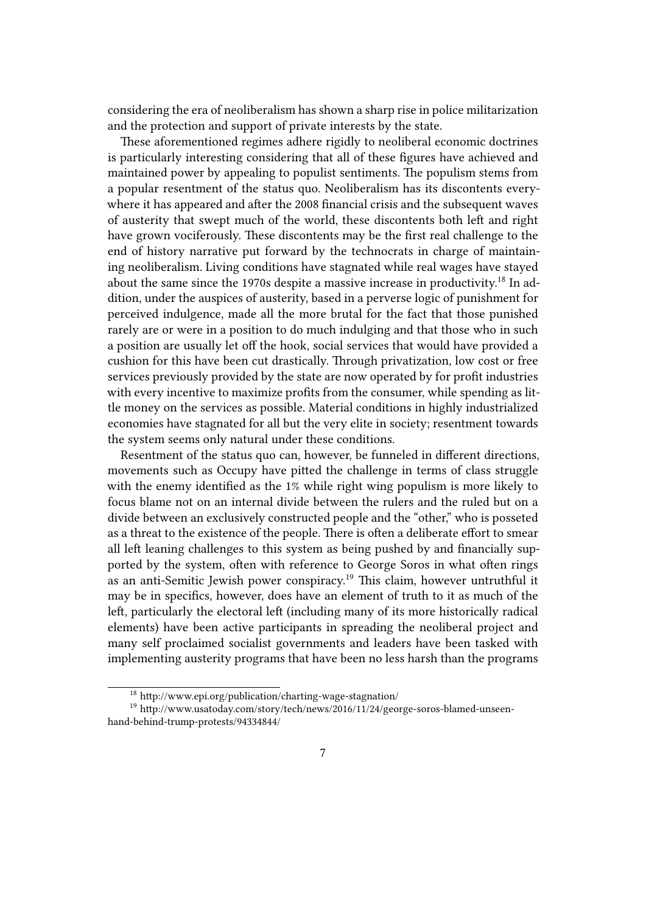considering the era of neoliberalism has shown a sharp rise in police militarization and the protection and support of private interests by the state.

These aforementioned regimes adhere rigidly to neoliberal economic doctrines is particularly interesting considering that all of these figures have achieved and maintained power by appealing to populist sentiments. The populism stems from a popular resentment of the status quo. Neoliberalism has its discontents everywhere it has appeared and after the 2008 financial crisis and the subsequent waves of austerity that swept much of the world, these discontents both left and right have grown vociferously. These discontents may be the first real challenge to the end of history narrative put forward by the technocrats in charge of maintaining neoliberalism. Living conditions have stagnated while real wages have stayed about the same since the 1970s despite a massive increase in productivity.[18] In addition, under the auspices of austerity, based in a perverse logic of punishment for perceived indulgence, made all the more brutal for the fact that those punished rarely are or were in a position to do much indulging and that those who in such a position are usually let off the hook, social services that would have provided a cushion for this have been cut drastically. Through privatization, low cost or free services previously provided by the state are now operated by for profit industries with every incentive to maximize profits from the consumer, while spending as little money on the services as possible. Material conditions in highly industrialized economies have stagnated for all but the very elite in society; resentment towards the system seems only natural under these conditions.

Resentment of the status quo can, however, be funneled in different directions, movements such as Occupy have pitted the challenge in terms of class struggle with the enemy identified as the 1% while right wing populism is more likely to focus blame not on an internal divide between the rulers and the ruled but on a divide between an exclusively constructed people and the "other," who is posseted as a threat to the existence of the people. There is often a deliberate effort to smear all left leaning challenges to this system as being pushed by and financially supported by the system, often with reference to George Soros in what often rings as an anti-Semitic Jewish power conspiracy.[19] This claim, however untruthful it may be in specifics, however, does have an element of truth to it as much of the left, particularly the electoral left (including many of its more historically radical elements) have been active participants in spreading the neoliberal project and many self proclaimed socialist governments and leaders have been tasked with implementing austerity programs that have been no less harsh than the programs

[18] http://www.epi.org/publication/charting-wage-stagnation/

[19] http://www.usatoday.com/story/tech/news/2016/11/24/george-soros-blamed-unseen-hand-behind-trump-protests/94334844/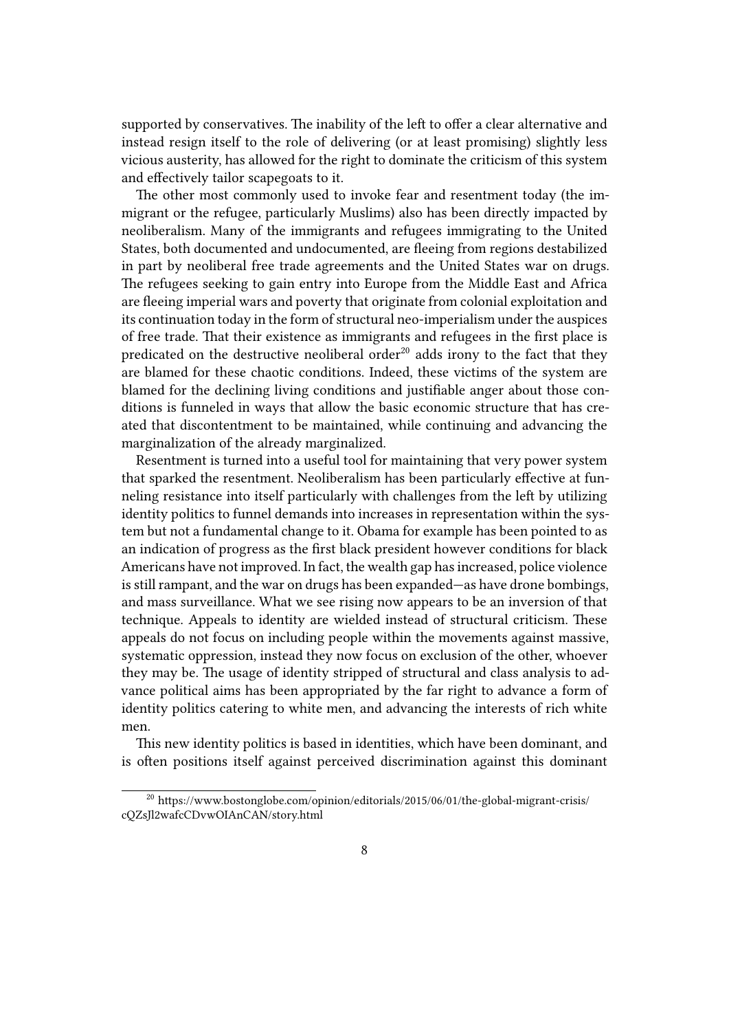supported by conservatives. The inability of the left to offer a clear alternative and instead resign itself to the role of delivering (or at least promising) slightly less vicious austerity, has allowed for the right to dominate the criticism of this system and effectively tailor scapegoats to it.

The other most commonly used to invoke fear and resentment today (the immigrant or the refugee, particularly Muslims) also has been directly impacted by neoliberalism. Many of the immigrants and refugees immigrating to the United States, both documented and undocumented, are fleeing from regions destabilized in part by neoliberal free trade agreements and the United States war on drugs. The refugees seeking to gain entry into Europe from the Middle East and Africa are fleeing imperial wars and poverty that originate from colonial exploitation and its continuation today in the form of structural neo-imperialism under the auspices of free trade. That their existence as immigrants and refugees in the first place is predicated on the destructive neoliberal order[20] adds irony to the fact that they are blamed for these chaotic conditions. Indeed, these victims of the system are blamed for the declining living conditions and justifiable anger about those conditions is funneled in ways that allow the basic economic structure that has created that discontentment to be maintained, while continuing and advancing the marginalization of the already marginalized.

Resentment is turned into a useful tool for maintaining that very power system that sparked the resentment. Neoliberalism has been particularly effective at funneling resistance into itself particularly with challenges from the left by utilizing identity politics to funnel demands into increases in representation within the system but not a fundamental change to it. Obama for example has been pointed to as an indication of progress as the first black president however conditions for black Americans have not improved. In fact, the wealth gap has increased, police violence is still rampant, and the war on drugs has been expanded—as have drone bombings, and mass surveillance. What we see rising now appears to be an inversion of that technique. Appeals to identity are wielded instead of structural criticism. These appeals do not focus on including people within the movements against massive, systematic oppression, instead they now focus on exclusion of the other, whoever they may be. The usage of identity stripped of structural and class analysis to advance political aims has been appropriated by the far right to advance a form of identity politics catering to white men, and advancing the interests of rich white men.

This new identity politics is based in identities, which have been dominant, and is often positions itself against perceived discrimination against this dominant

[20] https://www.bostonglobe.com/opinion/editorials/2015/06/01/the-global-migrant-crisis/cQZsJl2wafcCDvwOIAnCAN/story.html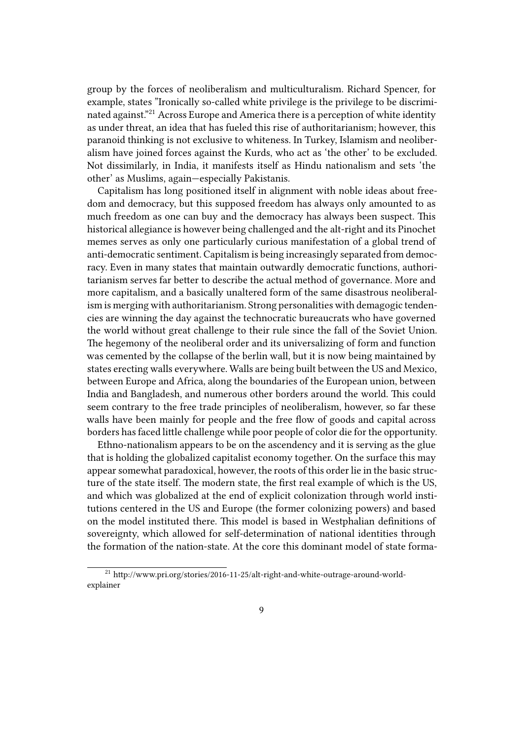group by the forces of neoliberalism and multiculturalism. Richard Spencer, for example, states "Ironically so-called white privilege is the privilege to be discriminated against."[21] Across Europe and America there is a perception of white identity as under threat, an idea that has fueled this rise of authoritarianism; however, this paranoid thinking is not exclusive to whiteness. In Turkey, Islamism and neoliberalism have joined forces against the Kurds, who act as 'the other' to be excluded. Not dissimilarly, in India, it manifests itself as Hindu nationalism and sets 'the other' as Muslims, again—especially Pakistanis.

Capitalism has long positioned itself in alignment with noble ideas about freedom and democracy, but this supposed freedom has always only amounted to as much freedom as one can buy and the democracy has always been suspect. This historical allegiance is however being challenged and the alt-right and its Pinochet memes serves as only one particularly curious manifestation of a global trend of anti-democratic sentiment. Capitalism is being increasingly separated from democracy. Even in many states that maintain outwardly democratic functions, authoritarianism serves far better to describe the actual method of governance. More and more capitalism, and a basically unaltered form of the same disastrous neoliberalism is merging with authoritarianism. Strong personalities with demagogic tendencies are winning the day against the technocratic bureaucrats who have governed the world without great challenge to their rule since the fall of the Soviet Union. The hegemony of the neoliberal order and its universalizing of form and function was cemented by the collapse of the berlin wall, but it is now being maintained by states erecting walls everywhere. Walls are being built between the US and Mexico, between Europe and Africa, along the boundaries of the European union, between India and Bangladesh, and numerous other borders around the world. This could seem contrary to the free trade principles of neoliberalism, however, so far these walls have been mainly for people and the free flow of goods and capital across borders has faced little challenge while poor people of color die for the opportunity.

Ethno-nationalism appears to be on the ascendency and it is serving as the glue that is holding the globalized capitalist economy together. On the surface this may appear somewhat paradoxical, however, the roots of this order lie in the basic structure of the state itself. The modern state, the first real example of which is the US, and which was globalized at the end of explicit colonization through world institutions centered in the US and Europe (the former colonizing powers) and based on the model instituted there. This model is based in Westphalian definitions of sovereignty, which allowed for self-determination of national identities through the formation of the nation-state. At the core this dominant model of state forma-

[21] http://www.pri.org/stories/2016-11-25/alt-right-and-white-outrage-around-world-explainer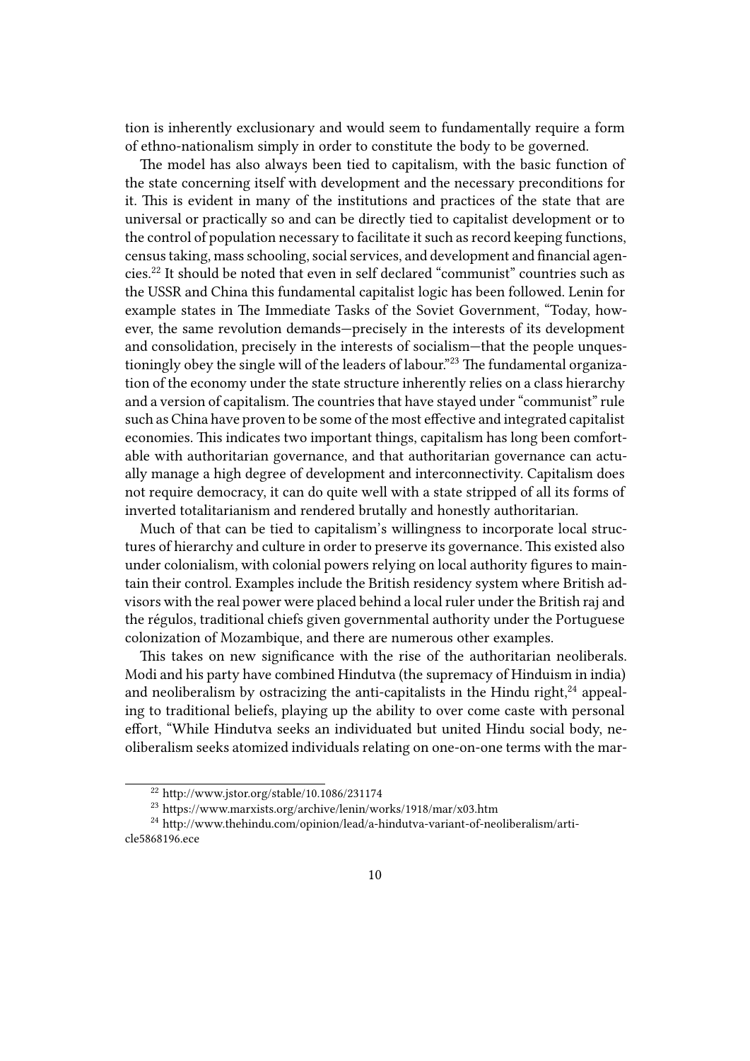tion is inherently exclusionary and would seem to fundamentally require a form of ethno-nationalism simply in order to constitute the body to be governed.

The model has also always been tied to capitalism, with the basic function of the state concerning itself with development and the necessary preconditions for it. This is evident in many of the institutions and practices of the state that are universal or practically so and can be directly tied to capitalist development or to the control of population necessary to facilitate it such as record keeping functions, census taking, mass schooling, social services, and development and financial agencies.[22] It should be noted that even in self declared "communist" countries such as the USSR and China this fundamental capitalist logic has been followed. Lenin for example states in The Immediate Tasks of the Soviet Government, "Today, however, the same revolution demands—precisely in the interests of its development and consolidation, precisely in the interests of socialism—that the people unquestioningly obey the single will of the leaders of labour."[23] The fundamental organization of the economy under the state structure inherently relies on a class hierarchy and a version of capitalism. The countries that have stayed under "communist" rule such as China have proven to be some of the most effective and integrated capitalist economies. This indicates two important things, capitalism has long been comfortable with authoritarian governance, and that authoritarian governance can actually manage a high degree of development and interconnectivity. Capitalism does not require democracy, it can do quite well with a state stripped of all its forms of inverted totalitarianism and rendered brutally and honestly authoritarian.

Much of that can be tied to capitalism's willingness to incorporate local structures of hierarchy and culture in order to preserve its governance. This existed also under colonialism, with colonial powers relying on local authority figures to maintain their control. Examples include the British residency system where British advisors with the real power were placed behind a local ruler under the British raj and the régulos, traditional chiefs given governmental authority under the Portuguese colonization of Mozambique, and there are numerous other examples.

This takes on new significance with the rise of the authoritarian neoliberals. Modi and his party have combined Hindutva (the supremacy of Hinduism in india) and neoliberalism by ostracizing the anti-capitalists in the Hindu right,[24] appealing to traditional beliefs, playing up the ability to over come caste with personal effort, "While Hindutva seeks an individuated but united Hindu social body, neoliberalism seeks atomized individuals relating on one-on-one terms with the mar-

---

[22] http://www.jstor.org/stable/10.1086/231174

[23] https://www.marxists.org/archive/lenin/works/1918/mar/x03.htm

[24] http://www.thehindu.com/opinion/lead/a-hindutva-variant-of-neoliberalism/article5868196.ece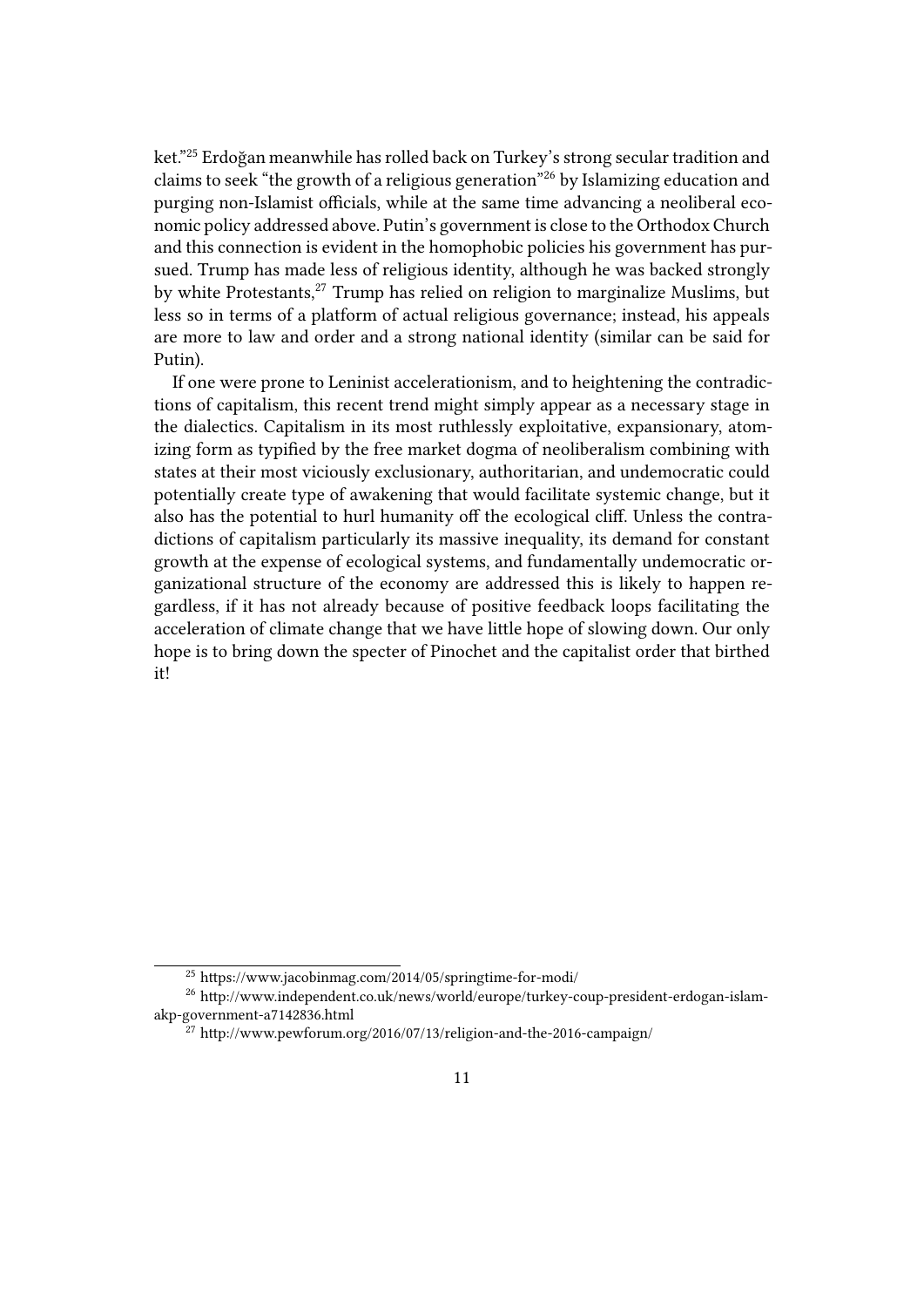ket."[25] Erdoğan meanwhile has rolled back on Turkey's strong secular tradition and claims to seek "the growth of a religious generation"[26] by Islamizing education and purging non-Islamist officials, while at the same time advancing a neoliberal economic policy addressed above. Putin's government is close to the Orthodox Church and this connection is evident in the homophobic policies his government has pursued. Trump has made less of religious identity, although he was backed strongly by white Protestants,[27] Trump has relied on religion to marginalize Muslims, but less so in terms of a platform of actual religious governance; instead, his appeals are more to law and order and a strong national identity (similar can be said for Putin).

If one were prone to Leninist accelerationism, and to heightening the contradictions of capitalism, this recent trend might simply appear as a necessary stage in the dialectics. Capitalism in its most ruthlessly exploitative, expansionary, atomizing form as typified by the free market dogma of neoliberalism combining with states at their most viciously exclusionary, authoritarian, and undemocratic could potentially create type of awakening that would facilitate systemic change, but it also has the potential to hurl humanity off the ecological cliff. Unless the contradictions of capitalism particularly its massive inequality, its demand for constant growth at the expense of ecological systems, and fundamentally undemocratic organizational structure of the economy are addressed this is likely to happen regardless, if it has not already because of positive feedback loops facilitating the acceleration of climate change that we have little hope of slowing down. Our only hope is to bring down the specter of Pinochet and the capitalist order that birthed it!

---

[25] https://www.jacobinmag.com/2014/05/springtime-for-modi/

[26] http://www.independent.co.uk/news/world/europe/turkey-coup-president-erdogan-islam-akp-government-a7142836.html

[27] http://www.pewforum.org/2016/07/13/religion-and-the-2016-campaign/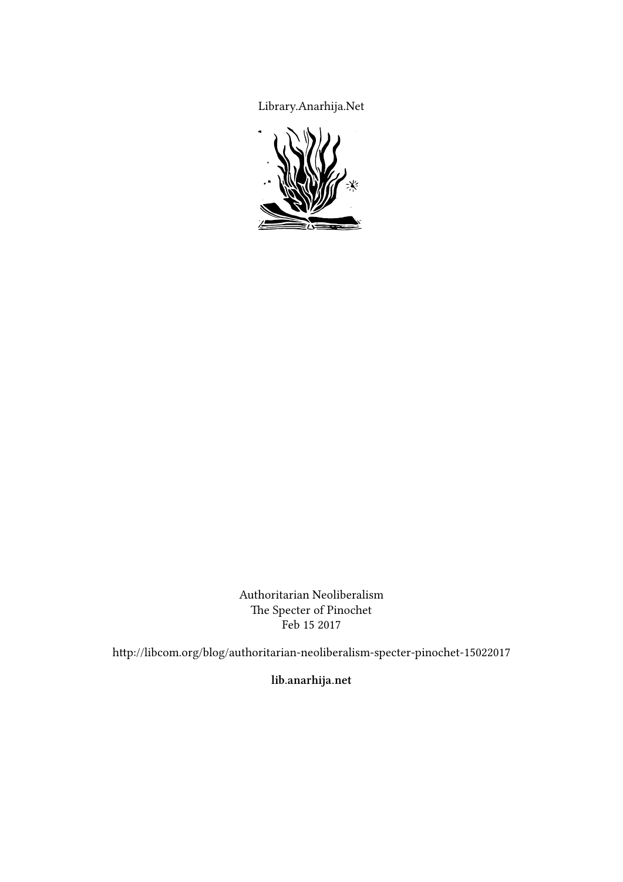Library.Anarhija.Net

Authoritarian Neoliberalism
The Specter of Pinochet
Feb 15 2017

http://libcom.org/blog/authoritarian-neoliberalism-specter-pinochet-15022017

**lib.anarhija.net**